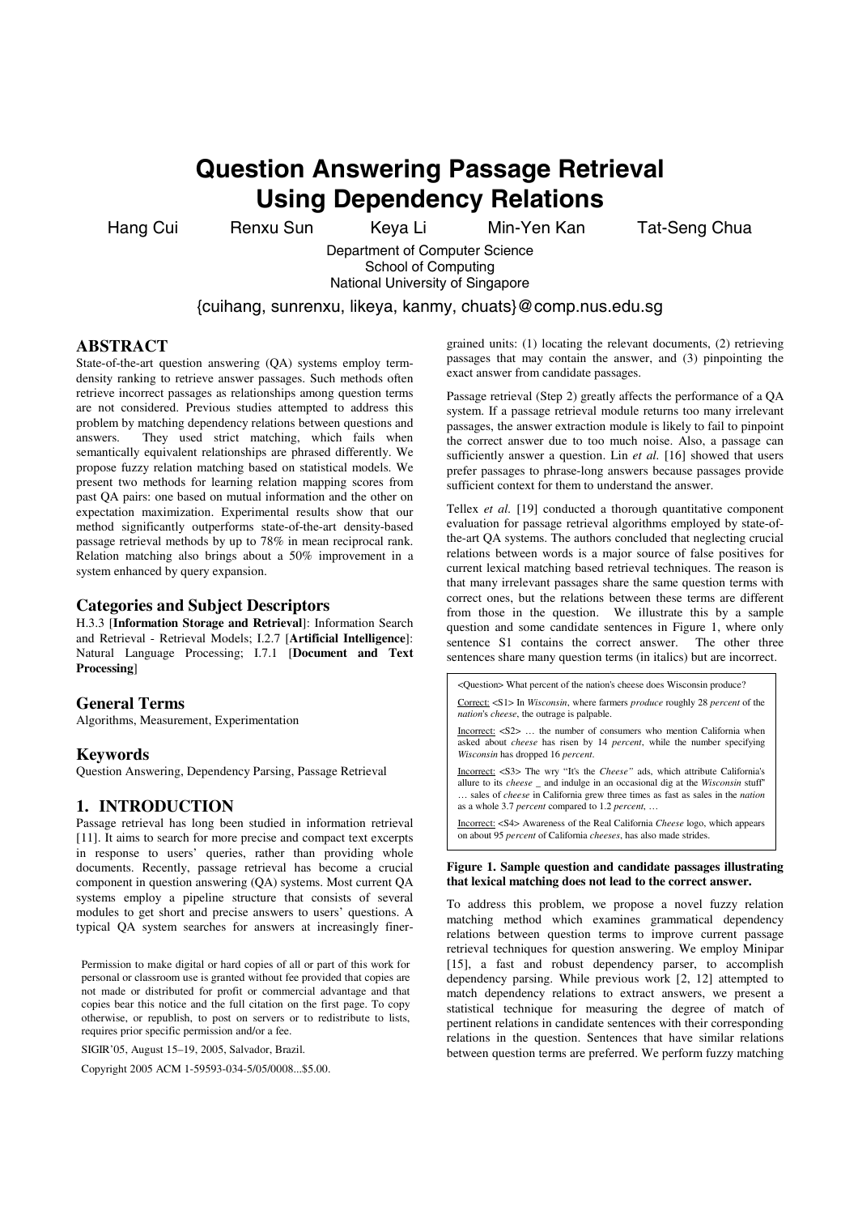# Question Answering Passage Retrieval Using Dependency Relations

Hang Cui, Renxu Sun, Keya Li, Min-Yen Kan, Tat-Seng Chua

Department of Computer Science
School of Computing
National University of Singapore

{cuihang, sunrenxu, likeya, kanmy, chuats}@comp.nus.edu.sg

## ABSTRACT

State-of-the-art question answering (QA) systems employ term-density ranking to retrieve answer passages. Such methods often retrieve incorrect passages as relationships among question terms are not considered. Previous studies attempted to address this problem by matching dependency relations between questions and answers. They used strict matching, which fails when semantically equivalent relationships are phrased differently. We propose fuzzy relation matching based on statistical models. We present two methods for learning relation mapping scores from past QA pairs: one based on mutual information and the other on expectation maximization. Experimental results show that our method significantly outperforms state-of-the-art density-based passage retrieval methods by up to 78% in mean reciprocal rank. Relation matching also brings about a 50% improvement in a system enhanced by query expansion.

### Categories and Subject Descriptors

H.3.3 [**Information Storage and Retrieval**]: Information Search and Retrieval - Retrieval Models; I.2.7 [**Artificial Intelligence**]: Natural Language Processing; I.7.1 [**Document and Text Processing**]

### General Terms

Algorithms, Measurement, Experimentation

### Keywords

Question Answering, Dependency Parsing, Passage Retrieval

## 1. INTRODUCTION

Passage retrieval has long been studied in information retrieval [11]. It aims to search for more precise and compact text excerpts in response to users' queries, rather than providing whole documents. Recently, passage retrieval has become a crucial component in question answering (QA) systems. Most current QA systems employ a pipeline structure that consists of several modules to get short and precise answers to users' questions. A typical QA system searches for answers at increasingly finer-grained units: (1) locating the relevant documents, (2) retrieving passages that may contain the answer, and (3) pinpointing the exact answer from candidate passages.

Permission to make digital or hard copies of all or part of this work for personal or classroom use is granted without fee provided that copies are not made or distributed for profit or commercial advantage and that copies bear this notice and the full citation on the first page. To copy otherwise, or republish, to post on servers or to redistribute to lists, requires prior specific permission and/or a fee.

SIGIR'05, August 15–19, 2005, Salvador, Brazil.

Copyright 2005 ACM 1-59593-034-5/05/0008...$5.00.

Passage retrieval (Step 2) greatly affects the performance of a QA system. If a passage retrieval module returns too many irrelevant passages, the answer extraction module is likely to fail to pinpoint the correct answer due to too much noise. Also, a passage can sufficiently answer a question. Lin *et al.* [16] showed that users prefer passages to phrase-long answers because passages provide sufficient context for them to understand the answer.

Tellex *et al.* [19] conducted a thorough quantitative component evaluation for passage retrieval algorithms employed by state-of-the-art QA systems. The authors concluded that neglecting crucial relations between words is a major source of false positives for current lexical matching based retrieval techniques. The reason is that many irrelevant passages share the same question terms with correct ones, but the relations between these terms are different from those in the question. We illustrate this by a sample question and some candidate sentences in Figure 1, where only sentence S1 contains the correct answer. The other three sentences share many question terms (in italics) but are incorrect.

> <Question> What percent of the nation's cheese does Wisconsin produce?
>
> Correct: <S1> In *Wisconsin*, where farmers *produce* roughly 28 *percent* of the *nation*'s *cheese*, the outrage is palpable.
>
> Incorrect: <S2> … the number of consumers who mention California when asked about *cheese* has risen by 14 *percent*, while the number specifying *Wisconsin* has dropped 16 *percent*.
>
> Incorrect: <S3> The wry "It's the *Cheese"* ads, which attribute California's allure to its *cheese* _ and indulge in an occasional dig at the *Wisconsin* stuff" … sales of *cheese* in California grew three times as fast as sales in the *nation* as a whole 3.7 *percent* compared to 1.2 *percent*, …
>
> Incorrect: <S4> Awareness of the Real California *Cheese* logo, which appears on about 95 *percent* of California *cheeses*, has also made strides.

**Figure 1. Sample question and candidate passages illustrating that lexical matching does not lead to the correct answer.**

To address this problem, we propose a novel fuzzy relation matching method which examines grammatical dependency relations between question terms to improve current passage retrieval techniques for question answering. We employ Minipar [15], a fast and robust dependency parser, to accomplish dependency parsing. While previous work [2, 12] attempted to match dependency relations to extract answers, we present a statistical technique for measuring the degree of match of pertinent relations in candidate sentences with their corresponding relations in the question. Sentences that have similar relations between question terms are preferred. We perform fuzzy matching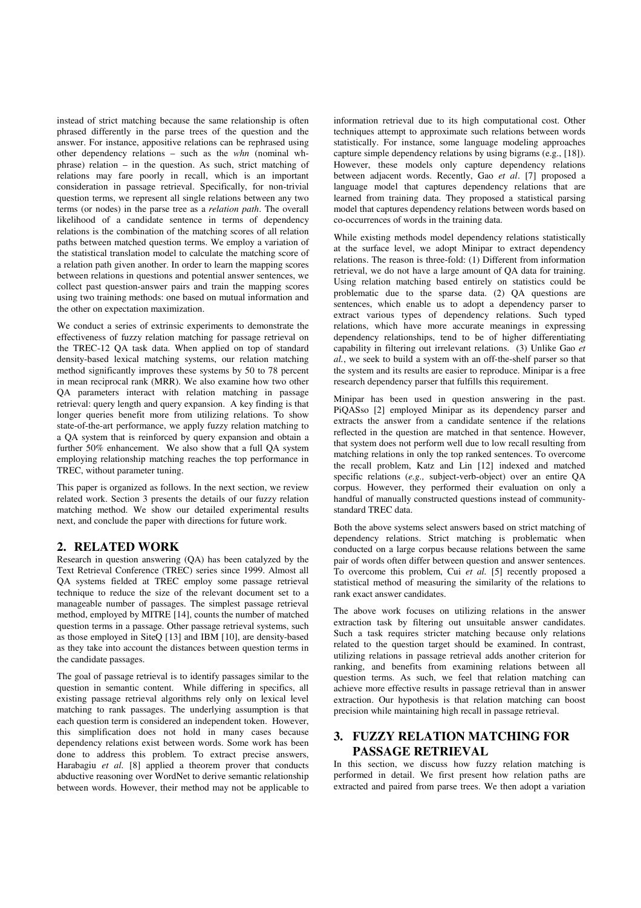instead of strict matching because the same relationship is often phrased differently in the parse trees of the question and the answer. For instance, appositive relations can be rephrased using other dependency relations – such as the *whn* (nominal wh-phrase) relation – in the question. As such, strict matching of relations may fare poorly in recall, which is an important consideration in passage retrieval. Specifically, for non-trivial question terms, we represent all single relations between any two terms (or nodes) in the parse tree as a *relation path*. The overall likelihood of a candidate sentence in terms of dependency relations is the combination of the matching scores of all relation paths between matched question terms. We employ a variation of the statistical translation model to calculate the matching score of a relation path given another. In order to learn the mapping scores between relations in questions and potential answer sentences, we collect past question-answer pairs and train the mapping scores using two training methods: one based on mutual information and the other on expectation maximization.

We conduct a series of extrinsic experiments to demonstrate the effectiveness of fuzzy relation matching for passage retrieval on the TREC-12 QA task data. When applied on top of standard density-based lexical matching systems, our relation matching method significantly improves these systems by 50 to 78 percent in mean reciprocal rank (MRR). We also examine how two other QA parameters interact with relation matching in passage retrieval: query length and query expansion. A key finding is that longer queries benefit more from utilizing relations. To show state-of-the-art performance, we apply fuzzy relation matching to a QA system that is reinforced by query expansion and obtain a further 50% enhancement. We also show that a full QA system employing relationship matching reaches the top performance in TREC, without parameter tuning.

This paper is organized as follows. In the next section, we review related work. Section 3 presents the details of our fuzzy relation matching method. We show our detailed experimental results next, and conclude the paper with directions for future work.

## 2. RELATED WORK

Research in question answering (QA) has been catalyzed by the Text Retrieval Conference (TREC) series since 1999. Almost all QA systems fielded at TREC employ some passage retrieval technique to reduce the size of the relevant document set to a manageable number of passages. The simplest passage retrieval method, employed by MITRE [14], counts the number of matched question terms in a passage. Other passage retrieval systems, such as those employed in SiteQ [13] and IBM [10], are density-based as they take into account the distances between question terms in the candidate passages.

The goal of passage retrieval is to identify passages similar to the question in semantic content. While differing in specifics, all existing passage retrieval algorithms rely only on lexical level matching to rank passages. The underlying assumption is that each question term is considered an independent token. However, this simplification does not hold in many cases because dependency relations exist between words. Some work has been done to address this problem. To extract precise answers, Harabagiu *et al.* [8] applied a theorem prover that conducts abductive reasoning over WordNet to derive semantic relationship between words. However, their method may not be applicable to information retrieval due to its high computational cost. Other techniques attempt to approximate such relations between words statistically. For instance, some language modeling approaches capture simple dependency relations by using bigrams (e.g., [18]). However, these models only capture dependency relations between adjacent words. Recently, Gao *et al*. [7] proposed a language model that captures dependency relations that are learned from training data. They proposed a statistical parsing model that captures dependency relations between words based on co-occurrences of words in the training data.

While existing methods model dependency relations statistically at the surface level, we adopt Minipar to extract dependency relations. The reason is three-fold: (1) Different from information retrieval, we do not have a large amount of QA data for training. Using relation matching based entirely on statistics could be problematic due to the sparse data. (2) QA questions are sentences, which enable us to adopt a dependency parser to extract various types of dependency relations. Such typed relations, which have more accurate meanings in expressing dependency relationships, tend to be of higher differentiating capability in filtering out irrelevant relations. (3) Unlike Gao *et al.*, we seek to build a system with an off-the-shelf parser so that the system and its results are easier to reproduce. Minipar is a free research dependency parser that fulfills this requirement.

Minipar has been used in question answering in the past. PiQASso [2] employed Minipar as its dependency parser and extracts the answer from a candidate sentence if the relations reflected in the question are matched in that sentence. However, that system does not perform well due to low recall resulting from matching relations in only the top ranked sentences. To overcome the recall problem, Katz and Lin [12] indexed and matched specific relations (*e.g.,* subject-verb-object) over an entire QA corpus. However, they performed their evaluation on only a handful of manually constructed questions instead of community-standard TREC data.

Both the above systems select answers based on strict matching of dependency relations. Strict matching is problematic when conducted on a large corpus because relations between the same pair of words often differ between question and answer sentences. To overcome this problem, Cui *et al.* [5] recently proposed a statistical method of measuring the similarity of the relations to rank exact answer candidates.

The above work focuses on utilizing relations in the answer extraction task by filtering out unsuitable answer candidates. Such a task requires stricter matching because only relations related to the question target should be examined. In contrast, utilizing relations in passage retrieval adds another criterion for ranking, and benefits from examining relations between all question terms. As such, we feel that relation matching can achieve more effective results in passage retrieval than in answer extraction. Our hypothesis is that relation matching can boost precision while maintaining high recall in passage retrieval.

## 3. FUZZY RELATION MATCHING FOR PASSAGE RETRIEVAL

In this section, we discuss how fuzzy relation matching is performed in detail. We first present how relation paths are extracted and paired from parse trees. We then adopt a variation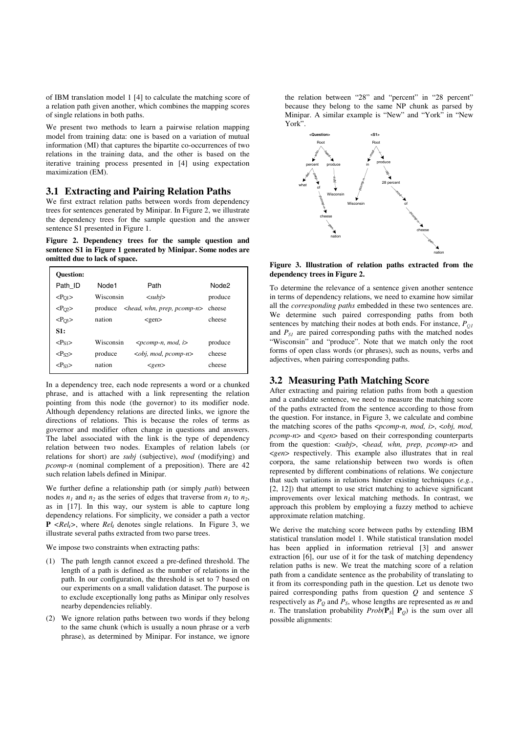of IBM translation model 1 [4] to calculate the matching score of a relation path given another, which combines the mapping scores of single relations in both paths.

We present two methods to learn a pairwise relation mapping model from training data: one is based on a variation of mutual information (MI) that captures the bipartite co-occurrences of two relations in the training data, and the other is based on the iterative training process presented in [4] using expectation maximization (EM).

## 3.1 Extracting and Pairing Relation Paths

We first extract relation paths between words from dependency trees for sentences generated by Minipar. In Figure 2, we illustrate the dependency trees for the sample question and the answer sentence S1 presented in Figure 1.

**Figure 2. Dependency trees for the sample question and sentence S1 in Figure 1 generated by Minipar. Some nodes are omitted due to lack of space.**

| Path_ID | Node1 | Path | Node2 |
| --- | --- | --- | --- |
| **Question:** | | | |
| $<P_{Q1}>$ | Wisconsin | *<subj>* | produce |
| $<P_{Q2}>$ | produce | *<head, whn, prep, pcomp-n>* | cheese |
| $<P_{Q3}>$ | nation | <gen> | cheese |
| **S1:** | | | |
| $<P_{S1}>$ | Wisconsin | *<pcomp-n, mod, i>* | produce |
| $<P_{S2}>$ | produce | *<obj, mod, pcomp-n>* | cheese |
| $<P_{S3}>$ | nation | *<gen>* | cheese |

In a dependency tree, each node represents a word or a chunked phrase, and is attached with a link representing the relation pointing from this node (the governor) to its modifier node. Although dependency relations are directed links, we ignore the directions of relations. This is because the roles of terms as governor and modifier often change in questions and answers. The label associated with the link is the type of dependency relation between two nodes. Examples of relation labels (or relations for short) are *subj* (subjective), *mod* (modifying) and *pcomp-n* (nominal complement of a preposition). There are 42 such relation labels defined in Minipar.

We further define a relationship path (or simply *path*) between nodes $n_1$ and $n_2$ as the series of edges that traverse from $n_1$ to $n_2$, as in [17]. In this way, our system is able to capture long dependency relations. For simplicity, we consider a path a vector $\mathbf{P}$ $<Rel_i>$, where $Rel_i$ denotes single relations. In Figure 3, we illustrate several paths extracted from two parse trees.

We impose two constraints when extracting paths:

(1) The path length cannot exceed a pre-defined threshold. The length of a path is defined as the number of relations in the path. In our configuration, the threshold is set to 7 based on our experiments on a small validation dataset. The purpose is to exclude exceptionally long paths as Minipar only resolves nearby dependencies reliably.

(2) We ignore relation paths between two words if they belong to the same chunk (which is usually a noun phrase or a verb phrase), as determined by Minipar. For instance, we ignore the relation between "28" and "percent" in "28 percent" because they belong to the same NP chunk as parsed by Minipar. A similar example is "New" and "York" in "New York".

**Figure 3. Illustration of relation paths extracted from the dependency trees in Figure 2.**

To determine the relevance of a sentence given another sentence in terms of dependency relations, we need to examine how similar all the *corresponding paths* embedded in these two sentences are. We determine such paired corresponding paths from both sentences by matching their nodes at both ends. For instance, $P_{Q1}$ and $P_{S1}$ are paired corresponding paths with the matched nodes "Wisconsin" and "produce". Note that we match only the root forms of open class words (or phrases), such as nouns, verbs and adjectives, when pairing corresponding paths.

## 3.2 Measuring Path Matching Score

After extracting and pairing relation paths from both a question and a candidate sentence, we need to measure the matching score of the paths extracted from the sentence according to those from the question. For instance, in Figure 3, we calculate and combine the matching scores of the paths <*pcomp-n, mod, i*>, <*obj, mod, pcomp-n*> and <*gen*> based on their corresponding counterparts from the question: <*subj*>, <*head, whn, prep, pcomp-n*> and <*gen*> respectively. This example also illustrates that in real corpora, the same relationship between two words is often represented by different combinations of relations. We conjecture that such variations in relations hinder existing techniques (*e.g.*, [2, 12]) that attempt to use strict matching to achieve significant improvements over lexical matching methods. In contrast, we approach this problem by employing a fuzzy method to achieve approximate relation matching.

We derive the matching score between paths by extending IBM statistical translation model 1. While statistical translation model has been applied in information retrieval [3] and answer extraction [6], our use of it for the task of matching dependency relation paths is new. We treat the matching score of a relation path from a candidate sentence as the probability of translating to it from its corresponding path in the question. Let us denote two paired corresponding paths from question $Q$ and sentence $S$ respectively as $P_Q$ and $P_S$, whose lengths are represented as $m$ and $n$. The translation probability $Prob(\mathbf{P}_S | \mathbf{P}_Q)$ is the sum over all possible alignments: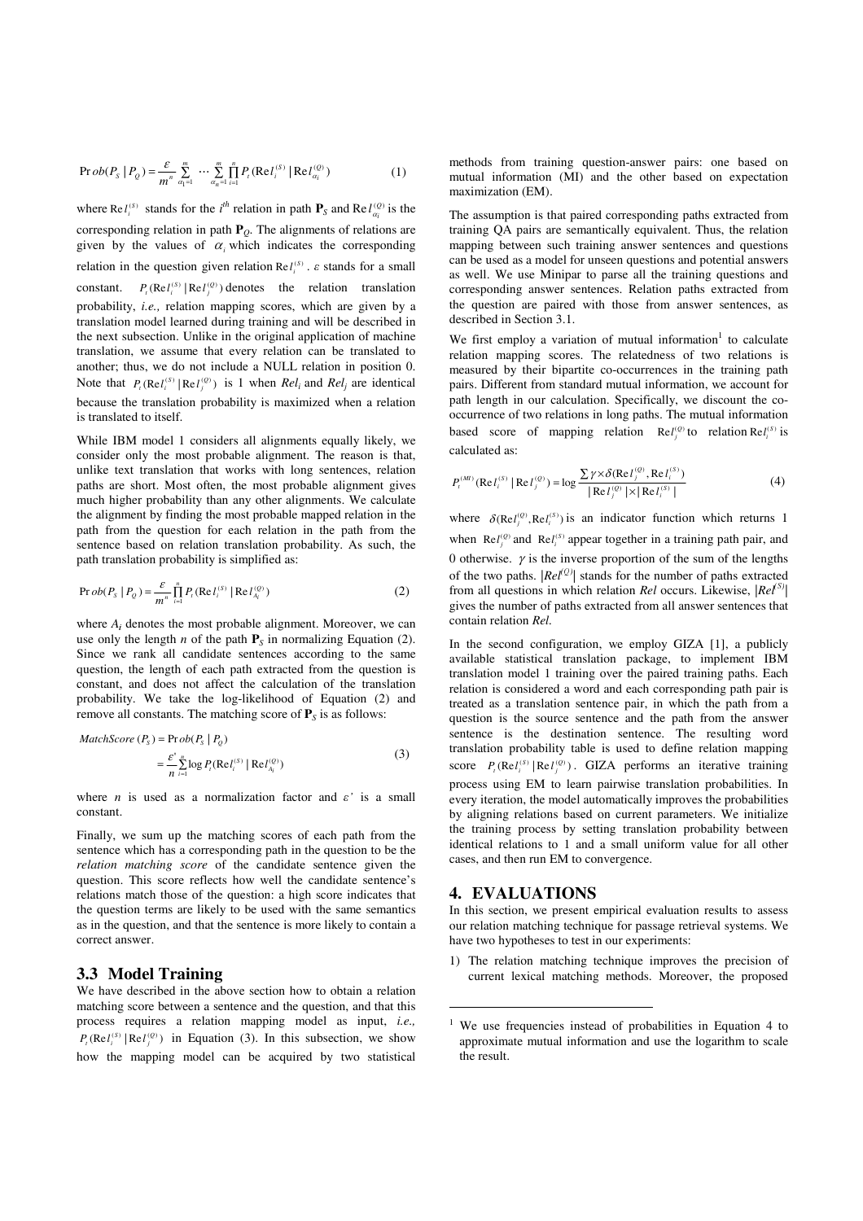$$Prob(P_S \mid P_Q) = \frac{\varepsilon}{m^n} \sum_{\alpha_1=1}^{m} \cdots \sum_{\alpha_n=1}^{m} \prod_{i=1}^{n} P_t(\mathrm{Re}l_i^{(S)} \mid \mathrm{Re}l_{\alpha_i}^{(Q)}) \tag{1}$$

where $\mathrm{Re}l_i^{(S)}$ stands for the $i^{th}$ relation in path $\mathbf{P}_S$ and $\mathrm{Re}l_{\alpha_i}^{(Q)}$ is the corresponding relation in path $\mathbf{P}_Q$. The alignments of relations are given by the values of $\alpha_i$ which indicates the corresponding relation in the question given relation $\mathrm{Re}l_i^{(S)}$. $\varepsilon$ stands for a small constant. $P_t(\mathrm{Re}l_i^{(S)} \mid \mathrm{Re}l_j^{(Q)})$ denotes the relation translation probability, *i.e.,* relation mapping scores, which are given by a translation model learned during training and will be described in the next subsection. Unlike in the original application of machine translation, we assume that every relation can be translated to another; thus, we do not include a NULL relation in position 0. Note that $P_t(\mathrm{Re}l_i^{(S)} \mid \mathrm{Re}l_j^{(Q)})$ is 1 when $Rel_i$ and $Rel_j$ are identical because the translation probability is maximized when a relation is translated to itself.

While IBM model 1 considers all alignments equally likely, we consider only the most probable alignment. The reason is that, unlike text translation that works with long sentences, relation paths are short. Most often, the most probable alignment gives much higher probability than any other alignments. We calculate the alignment by finding the most probable mapped relation in the path from the question for each relation in the path from the sentence based on relation translation probability. As such, the path translation probability is simplified as:

$$Prob(P_S \mid P_Q) = \frac{\varepsilon}{m^n} \prod_{i=1}^{n} P_t(\mathrm{Re}l_i^{(S)} \mid \mathrm{Re}l_{A_i}^{(Q)}) \tag{2}$$

where $A_i$ denotes the most probable alignment. Moreover, we can use only the length $n$ of the path $\mathbf{P}_S$ in normalizing Equation (2). Since we rank all candidate sentences according to the same question, the length of each path extracted from the question is constant, and does not affect the calculation of the translation probability. We take the log-likelihood of Equation (2) and remove all constants. The matching score of $\mathbf{P}_S$ is as follows:

$$\begin{aligned} MatchScore(P_S) &= Prob(P_S \mid P_Q) \\ &= \frac{\varepsilon'}{n} \sum_{i=1}^{n} \log P_t(\mathrm{Re}l_i^{(S)} \mid \mathrm{Re}l_{A_i}^{(Q)}) \end{aligned} \tag{3}$$

where $n$ is used as a normalization factor and $\varepsilon'$ is a small constant.

Finally, we sum up the matching scores of each path from the sentence which has a corresponding path in the question to be the *relation matching score* of the candidate sentence given the question. This score reflects how well the candidate sentence's relations match those of the question: a high score indicates that the question terms are likely to be used with the same semantics as in the question, and that the sentence is more likely to contain a correct answer.

### 3.3 Model Training

We have described in the above section how to obtain a relation matching score between a sentence and the question, and that this process requires a relation mapping model as input, *i.e.,* $P_t(\mathrm{Re}l_i^{(S)} \mid \mathrm{Re}l_j^{(Q)})$ in Equation (3). In this subsection, we show how the mapping model can be acquired by two statistical methods from training question-answer pairs: one based on mutual information (MI) and the other based on expectation maximization (EM).

The assumption is that paired corresponding paths extracted from training QA pairs are semantically equivalent. Thus, the relation mapping between such training answer sentences and questions can be used as a model for unseen questions and potential answers as well. We use Minipar to parse all the training questions and corresponding answer sentences. Relation paths extracted from the question are paired with those from answer sentences, as described in Section 3.1.

We first employ a variation of mutual information[1] to calculate relation mapping scores. The relatedness of two relations is measured by their bipartite co-occurrences in the training path pairs. Different from standard mutual information, we account for path length in our calculation. Specifically, we discount the co-occurrence of two relations in long paths. The mutual information based score of mapping relation $\mathrm{Re}l_j^{(Q)}$ to relation $\mathrm{Re}l_i^{(S)}$ is calculated as:

$$P_t^{(MI)}(\mathrm{Re}l_i^{(S)} \mid \mathrm{Re}l_j^{(Q)}) = \log \frac{\sum \gamma \times \delta(\mathrm{Re}l_j^{(Q)}, \mathrm{Re}l_i^{(S)})}{|\mathrm{Re}l_j^{(Q)}| \times |\mathrm{Re}l_i^{(S)}|} \tag{4}$$

where $\delta(\mathrm{Re}l_j^{(Q)}, \mathrm{Re}l_i^{(S)})$ is an indicator function which returns 1 when $\mathrm{Re}l_j^{(Q)}$ and $\mathrm{Re}l_i^{(S)}$ appear together in a training path pair, and 0 otherwise. $\gamma$ is the inverse proportion of the sum of the lengths of the two paths. $|Rel^{(Q)}|$ stands for the number of paths extracted from all questions in which relation *Rel* occurs. Likewise, $|Rel^{(S)}|$ gives the number of paths extracted from all answer sentences that contain relation *Rel*.

In the second configuration, we employ GIZA [1], a publicly available statistical translation package, to implement IBM translation model 1 training over the paired training paths. Each relation is considered a word and each corresponding path pair is treated as a translation sentence pair, in which the path from a question is the source sentence and the path from the answer sentence is the destination sentence. The resulting word translation probability table is used to define relation mapping score $P_t(\mathrm{Re}l_i^{(S)} \mid \mathrm{Re}l_j^{(Q)})$. GIZA performs an iterative training process using EM to learn pairwise translation probabilities. In every iteration, the model automatically improves the probabilities by aligning relations based on current parameters. We initialize the training process by setting translation probability between identical relations to 1 and a small uniform value for all other cases, and then run EM to convergence.

## 4. EVALUATIONS

In this section, we present empirical evaluation results to assess our relation matching technique for passage retrieval systems. We have two hypotheses to test in our experiments:

1) The relation matching technique improves the precision of current lexical matching methods. Moreover, the proposed

[1] We use frequencies instead of probabilities in Equation 4 to approximate mutual information and use the logarithm to scale the result.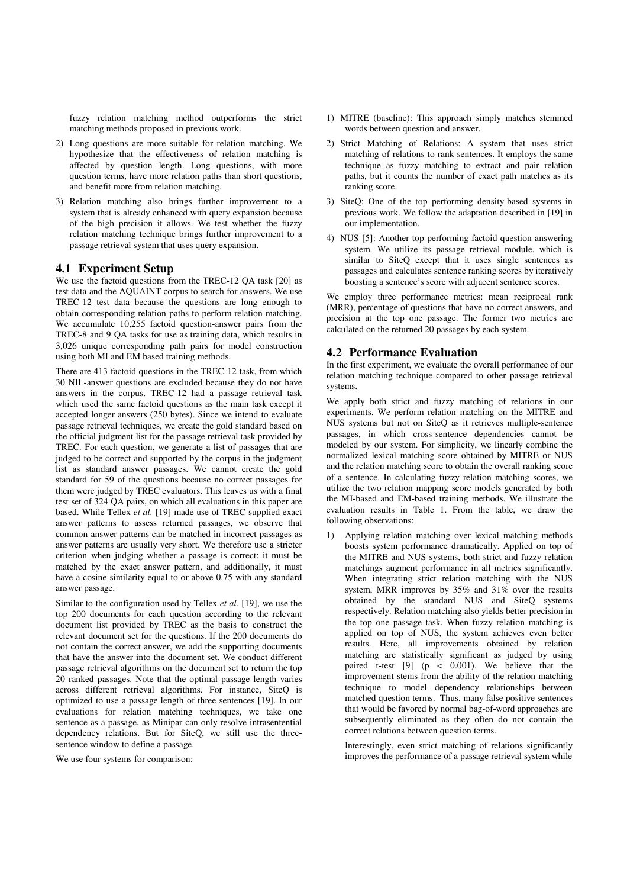fuzzy relation matching method outperforms the strict matching methods proposed in previous work.

2) Long questions are more suitable for relation matching. We hypothesize that the effectiveness of relation matching is affected by question length. Long questions, with more question terms, have more relation paths than short questions, and benefit more from relation matching.
3) Relation matching also brings further improvement to a system that is already enhanced with query expansion because of the high precision it allows. We test whether the fuzzy relation matching technique brings further improvement to a passage retrieval system that uses query expansion.

## 4.1 Experiment Setup

We use the factoid questions from the TREC-12 QA task [20] as test data and the AQUAINT corpus to search for answers. We use TREC-12 test data because the questions are long enough to obtain corresponding relation paths to perform relation matching. We accumulate 10,255 factoid question-answer pairs from the TREC-8 and 9 QA tasks for use as training data, which results in 3,026 unique corresponding path pairs for model construction using both MI and EM based training methods.

There are 413 factoid questions in the TREC-12 task, from which 30 NIL-answer questions are excluded because they do not have answers in the corpus. TREC-12 had a passage retrieval task which used the same factoid questions as the main task except it accepted longer answers (250 bytes). Since we intend to evaluate passage retrieval techniques, we create the gold standard based on the official judgment list for the passage retrieval task provided by TREC. For each question, we generate a list of passages that are judged to be correct and supported by the corpus in the judgment list as standard answer passages. We cannot create the gold standard for 59 of the questions because no correct passages for them were judged by TREC evaluators. This leaves us with a final test set of 324 QA pairs, on which all evaluations in this paper are based. While Tellex *et al.* [19] made use of TREC-supplied exact answer patterns to assess returned passages, we observe that common answer patterns can be matched in incorrect passages as answer patterns are usually very short. We therefore use a stricter criterion when judging whether a passage is correct: it must be matched by the exact answer pattern, and additionally, it must have a cosine similarity equal to or above 0.75 with any standard answer passage.

Similar to the configuration used by Tellex *et al.* [19], we use the top 200 documents for each question according to the relevant document list provided by TREC as the basis to construct the relevant document set for the questions. If the 200 documents do not contain the correct answer, we add the supporting documents that have the answer into the document set. We conduct different passage retrieval algorithms on the document set to return the top 20 ranked passages. Note that the optimal passage length varies across different retrieval algorithms. For instance, SiteQ is optimized to use a passage length of three sentences [19]. In our evaluations for relation matching techniques, we take one sentence as a passage, as Minipar can only resolve intrasentential dependency relations. But for SiteQ, we still use the three-sentence window to define a passage.

We use four systems for comparison:

1) MITRE (baseline): This approach simply matches stemmed words between question and answer.
2) Strict Matching of Relations: A system that uses strict matching of relations to rank sentences. It employs the same technique as fuzzy matching to extract and pair relation paths, but it counts the number of exact path matches as its ranking score.
3) SiteQ: One of the top performing density-based systems in previous work. We follow the adaptation described in [19] in our implementation.
4) NUS [5]: Another top-performing factoid question answering system. We utilize its passage retrieval module, which is similar to SiteQ except that it uses single sentences as passages and calculates sentence ranking scores by iteratively boosting a sentence's score with adjacent sentence scores.

We employ three performance metrics: mean reciprocal rank (MRR), percentage of questions that have no correct answers, and precision at the top one passage. The former two metrics are calculated on the returned 20 passages by each system.

## 4.2 Performance Evaluation

In the first experiment, we evaluate the overall performance of our relation matching technique compared to other passage retrieval systems.

We apply both strict and fuzzy matching of relations in our experiments. We perform relation matching on the MITRE and NUS systems but not on SiteQ as it retrieves multiple-sentence passages, in which cross-sentence dependencies cannot be modeled by our system. For simplicity, we linearly combine the normalized lexical matching score obtained by MITRE or NUS and the relation matching score to obtain the overall ranking score of a sentence. In calculating fuzzy relation matching scores, we utilize the two relation mapping score models generated by both the MI-based and EM-based training methods. We illustrate the evaluation results in Table 1. From the table, we draw the following observations:

1) Applying relation matching over lexical matching methods boosts system performance dramatically. Applied on top of the MITRE and NUS systems, both strict and fuzzy relation matchings augment performance in all metrics significantly. When integrating strict relation matching with the NUS system, MRR improves by 35% and 31% over the results obtained by the standard NUS and SiteQ systems respectively. Relation matching also yields better precision in the top one passage task. When fuzzy relation matching is applied on top of NUS, the system achieves even better results. Here, all improvements obtained by relation matching are statistically significant as judged by using paired t-test [9] ($p < 0.001$). We believe that the improvement stems from the ability of the relation matching technique to model dependency relationships between matched question terms. Thus, many false positive sentences that would be favored by normal bag-of-word approaches are subsequently eliminated as they often do not contain the correct relations between question terms.

   Interestingly, even strict matching of relations significantly improves the performance of a passage retrieval system while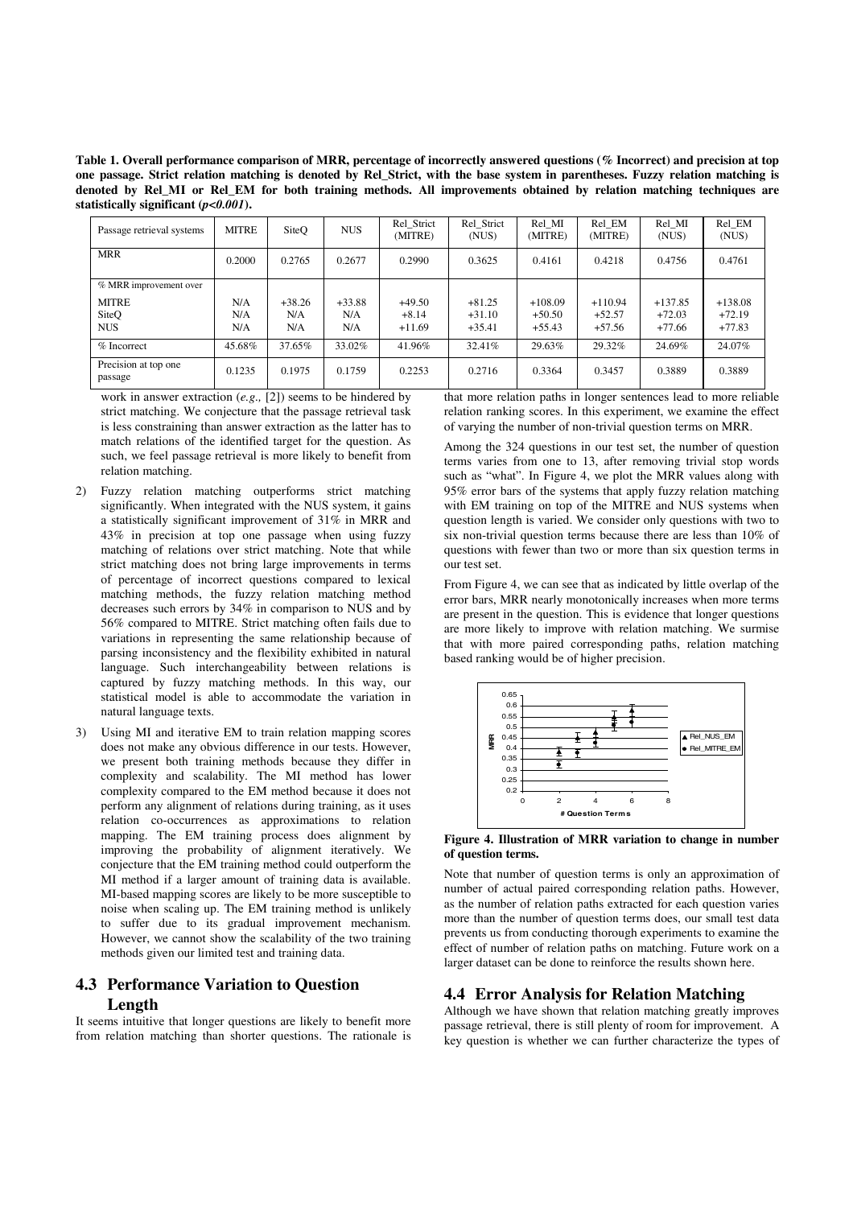**Table 1. Overall performance comparison of MRR, percentage of incorrectly answered questions (% Incorrect) and precision at top one passage. Strict relation matching is denoted by Rel_Strict, with the base system in parentheses. Fuzzy relation matching is denoted by Rel_MI or Rel_EM for both training methods. All improvements obtained by relation matching techniques are statistically significant ($p<0.001$).**

| Passage retrieval systems | MITRE | SiteQ | NUS | Rel_Strict (MITRE) | Rel_Strict (NUS) | Rel_MI (MITRE) | Rel_EM (MITRE) | Rel_MI (NUS) | Rel_EM (NUS) |
|---|---|---|---|---|---|---|---|---|---|
| MRR | 0.2000 | 0.2765 | 0.2677 | 0.2990 | 0.3625 | 0.4161 | 0.4218 | 0.4756 | 0.4761 |
| % MRR improvement over | | | | | | | | | |
| MITRE | N/A | +38.26 | +33.88 | +49.50 | +81.25 | +108.09 | +110.94 | +137.85 | +138.08 |
| SiteQ | N/A | N/A | N/A | +8.14 | +31.10 | +50.50 | +52.57 | +72.03 | +72.19 |
| NUS | N/A | N/A | N/A | +11.69 | +35.41 | +55.43 | +57.56 | +77.66 | +77.83 |
| % Incorrect | 45.68% | 37.65% | 33.02% | 41.96% | 32.41% | 29.63% | 29.32% | 24.69% | 24.07% |
| Precision at top one passage | 0.1235 | 0.1975 | 0.1759 | 0.2253 | 0.2716 | 0.3364 | 0.3457 | 0.3889 | 0.3889 |

work in answer extraction (*e.g.,* [2]) seems to be hindered by strict matching. We conjecture that the passage retrieval task is less constraining than answer extraction as the latter has to match relations of the identified target for the question. As such, we feel passage retrieval is more likely to benefit from relation matching.

2) Fuzzy relation matching outperforms strict matching significantly. When integrated with the NUS system, it gains a statistically significant improvement of 31% in MRR and 43% in precision at top one passage when using fuzzy matching of relations over strict matching. Note that while strict matching does not bring large improvements in terms of percentage of incorrect questions compared to lexical matching methods, the fuzzy relation matching method decreases such errors by 34% in comparison to NUS and by 56% compared to MITRE. Strict matching often fails due to variations in representing the same relationship because of parsing inconsistency and the flexibility exhibited in natural language. Such interchangeability between relations is captured by fuzzy matching methods. In this way, our statistical model is able to accommodate the variation in natural language texts.

3) Using MI and iterative EM to train relation mapping scores does not make any obvious difference in our tests. However, we present both training methods because they differ in complexity and scalability. The MI method has lower complexity compared to the EM method because it does not perform any alignment of relations during training, as it uses relation co-occurrences as approximations to relation mapping. The EM training process does alignment by improving the probability of alignment iteratively. We conjecture that the EM training method could outperform the MI method if a larger amount of training data is available. MI-based mapping scores are likely to be more susceptible to noise when scaling up. The EM training method is unlikely to suffer due to its gradual improvement mechanism. However, we cannot show the scalability of the two training methods given our limited test and training data.

## 4.3 Performance Variation to Question Length

It seems intuitive that longer questions are likely to benefit more from relation matching than shorter questions. The rationale is that more relation paths in longer sentences lead to more reliable relation ranking scores. In this experiment, we examine the effect of varying the number of non-trivial question terms on MRR.

Among the 324 questions in our test set, the number of question terms varies from one to 13, after removing trivial stop words such as "what". In Figure 4, we plot the MRR values along with 95% error bars of the systems that apply fuzzy relation matching with EM training on top of the MITRE and NUS systems when question length is varied. We consider only questions with two to six non-trivial question terms because there are less than 10% of questions with fewer than two or more than six question terms in our test set.

From Figure 4, we can see that as indicated by little overlap of the error bars, MRR nearly monotonically increases when more terms are present in the question. This is evidence that longer questions are more likely to improve with relation matching. We surmise that with more paired corresponding paths, relation matching based ranking would be of higher precision.

**Figure 4. Illustration of MRR variation to change in number of question terms.**

Note that number of question terms is only an approximation of number of actual paired corresponding relation paths. However, as the number of relation paths extracted for each question varies more than the number of question terms does, our small test data prevents us from conducting thorough experiments to examine the effect of number of relation paths on matching. Future work on a larger dataset can be done to reinforce the results shown here.

## 4.4 Error Analysis for Relation Matching

Although we have shown that relation matching greatly improves passage retrieval, there is still plenty of room for improvement. A key question is whether we can further characterize the types of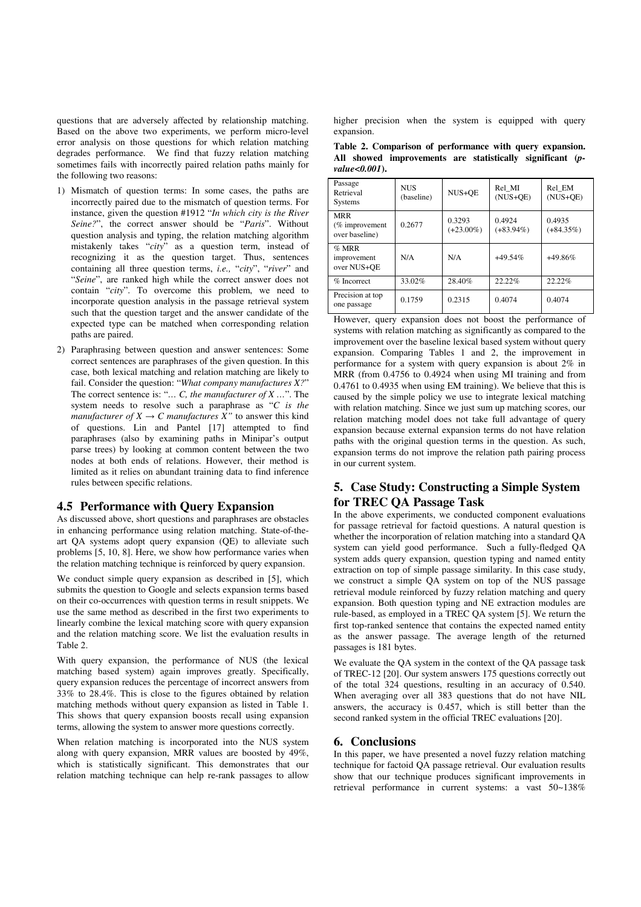questions that are adversely affected by relationship matching. Based on the above two experiments, we perform micro-level error analysis on those questions for which relation matching degrades performance. We find that fuzzy relation matching sometimes fails with incorrectly paired relation paths mainly for the following two reasons:

1) Mismatch of question terms: In some cases, the paths are incorrectly paired due to the mismatch of question terms. For instance, given the question #1912 "*In which city is the River Seine?*", the correct answer should be "*Paris*". Without question analysis and typing, the relation matching algorithm mistakenly takes "*city*" as a question term, instead of recognizing it as the question target. Thus, sentences containing all three question terms, *i.e.,* "*city*", "*river*" and "*Seine*", are ranked high while the correct answer does not contain "*city*". To overcome this problem, we need to incorporate question analysis in the passage retrieval system such that the question target and the answer candidate of the expected type can be matched when corresponding relation paths are paired.

2) Paraphrasing between question and answer sentences: Some correct sentences are paraphrases of the given question. In this case, both lexical matching and relation matching are likely to fail. Consider the question: "*What company manufactures X?*" The correct sentence is: "*… C, the manufacturer of X …*". The system needs to resolve such a paraphrase as "*C is the manufacturer of X → C manufactures X*" to answer this kind of questions. Lin and Pantel [17] attempted to find paraphrases (also by examining paths in Minipar's output parse trees) by looking at common content between the two nodes at both ends of relations. However, their method is limited as it relies on abundant training data to find inference rules between specific relations.

## 4.5 Performance with Query Expansion

As discussed above, short questions and paraphrases are obstacles in enhancing performance using relation matching. State-of-the-art QA systems adopt query expansion (QE) to alleviate such problems [5, 10, 8]. Here, we show how performance varies when the relation matching technique is reinforced by query expansion.

We conduct simple query expansion as described in [5], which submits the question to Google and selects expansion terms based on their co-occurrences with question terms in result snippets. We use the same method as described in the first two experiments to linearly combine the lexical matching score with query expansion and the relation matching score. We list the evaluation results in Table 2.

With query expansion, the performance of NUS (the lexical matching based system) again improves greatly. Specifically, query expansion reduces the percentage of incorrect answers from 33% to 28.4%. This is close to the figures obtained by relation matching methods without query expansion as listed in Table 1. This shows that query expansion boosts recall using expansion terms, allowing the system to answer more questions correctly.

When relation matching is incorporated into the NUS system along with query expansion, MRR values are boosted by 49%, which is statistically significant. This demonstrates that our relation matching technique can help re-rank passages to allow higher precision when the system is equipped with query expansion.

**Table 2. Comparison of performance with query expansion. All showed improvements are statistically significant (*p-value<0.001*).**

| Passage Retrieval Systems | NUS (baseline) | NUS+QE | Rel_MI (NUS+QE) | Rel_EM (NUS+QE) |
|---|---|---|---|---|
| MRR (% improvement over baseline) | 0.2677 | 0.3293 (+23.00%) | 0.4924 (+83.94%) | 0.4935 (+84.35%) |
| % MRR improvement over NUS+QE | N/A | N/A | +49.54% | +49.86% |
| % Incorrect | 33.02% | 28.40% | 22.22% | 22.22% |
| Precision at top one passage | 0.1759 | 0.2315 | 0.4074 | 0.4074 |

However, query expansion does not boost the performance of systems with relation matching as significantly as compared to the improvement over the baseline lexical based system without query expansion. Comparing Tables 1 and 2, the improvement in performance for a system with query expansion is about 2% in MRR (from 0.4756 to 0.4924 when using MI training and from 0.4761 to 0.4935 when using EM training). We believe that this is caused by the simple policy we use to integrate lexical matching with relation matching. Since we just sum up matching scores, our relation matching model does not take full advantage of query expansion because external expansion terms do not have relation paths with the original question terms in the question. As such, expansion terms do not improve the relation path pairing process in our current system.

# 5. Case Study: Constructing a Simple System for TREC QA Passage Task

In the above experiments, we conducted component evaluations for passage retrieval for factoid questions. A natural question is whether the incorporation of relation matching into a standard QA system can yield good performance. Such a fully-fledged QA system adds query expansion, question typing and named entity extraction on top of simple passage similarity. In this case study, we construct a simple QA system on top of the NUS passage retrieval module reinforced by fuzzy relation matching and query expansion. Both question typing and NE extraction modules are rule-based, as employed in a TREC QA system [5]. We return the first top-ranked sentence that contains the expected named entity as the answer passage. The average length of the returned passages is 181 bytes.

We evaluate the QA system in the context of the QA passage task of TREC-12 [20]. Our system answers 175 questions correctly out of the total 324 questions, resulting in an accuracy of 0.540. When averaging over all 383 questions that do not have NIL answers, the accuracy is 0.457, which is still better than the second ranked system in the official TREC evaluations [20].

# 6. Conclusions

In this paper, we have presented a novel fuzzy relation matching technique for factoid QA passage retrieval. Our evaluation results show that our technique produces significant improvements in retrieval performance in current systems: a vast 50~138%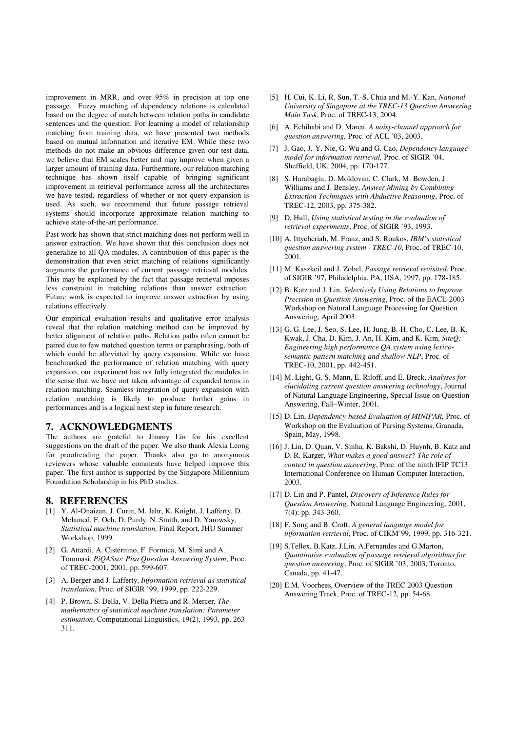improvement in MRR, and over 95% in precision at top one passage. Fuzzy matching of dependency relations is calculated based on the degree of match between relation paths in candidate sentences and the question. For learning a model of relationship matching from training data, we have presented two methods based on mutual information and iterative EM. While these two methods do not make an obvious difference given our test data, we believe that EM scales better and may improve when given a larger amount of training data. Furthermore, our relation matching technique has shown itself capable of bringing significant improvement in retrieval performance across all the architectures we have tested, regardless of whether or not query expansion is used. As such, we recommend that future passage retrieval systems should incorporate approximate relation matching to achieve state-of-the-art performance.

Past work has shown that strict matching does not perform well in answer extraction. We have shown that this conclusion does not generalize to all QA modules. A contribution of this paper is the demonstration that even strict matching of relations significantly augments the performance of current passage retrieval modules. This may be explained by the fact that passage retrieval imposes less constraint in matching relations than answer extraction. Future work is expected to improve answer extraction by using relations effectively.

Our empirical evaluation results and qualitative error analysis reveal that the relation matching method can be improved by better alignment of relation paths. Relation paths often cannot be paired due to few matched question terms or paraphrasing, both of which could be alleviated by query expansion. While we have benchmarked the performance of relation matching with query expansion, our experiment has not fully integrated the modules in the sense that we have not taken advantage of expanded terms in relation matching. Seamless integration of query expansion with relation matching is likely to produce further gains in performances and is a logical next step in future research.

## 7. ACKNOWLEDGMENTS

The authors are grateful to Jimmy Lin for his excellent suggestions on the draft of the paper. We also thank Alexia Leong for proofreading the paper. Thanks also go to anonymous reviewers whose valuable comments have helped improve this paper. The first author is supported by the Singapore Millennium Foundation Scholarship in his PhD studies.

## 8. REFERENCES

[1] Y. Al-Onaizan, J. Curin, M. Jahr, K. Knight, J. Lafferty, D. Melamed, F. Och, D. Purdy, N. Smith, and D. Yarowsky, *Statistical machine translation,* Final Report, JHU Summer Workshop, 1999.

[2] G. Attardi, A. Cisternino, F. Formica, M. Simi and A. Tommasi, *PiQASso: Pisa Question Answering System*, Proc. of TREC-2001, 2001, pp. 599-607.

[3] A. Berger and J. Lafferty, *Information retrieval as statistical translation*, Proc. of SIGIR '99, 1999, pp. 222-229.

[4] P. Brown, S. Della, V. Della Pietra and R. Mercer, *The mathematics of statistical machine translation: Parameter estimation*, Computational Linguistics, 19(2), 1993, pp. 263-311.

[5] H. Cui, K. Li, R. Sun, T.-S. Chua and M.-Y. Kan, *National University of Singapore at the TREC-13 Question Answering Main Task*, Proc. of TREC-13, 2004.

[6] A. Echihabi and D. Marcu, *A noisy-channel approach for question answering,* Proc. of ACL '03, 2003.

[7] J. Gao, J.-Y. Nie, G. Wu and G. Cao, *Dependency language model for information retrieval,* Proc. of SIGIR '04, Sheffield, UK, 2004, pp. 170-177.

[8] S. Harabagiu, D. Moldovan, C. Clark, M. Bowden, J. Williams and J. Bensley, *Answer Mining by Combining Extraction Techniques with Abductive Reasoning*, Proc. of TREC-12, 2003, pp. 375-382.

[9] D. Hull, *Using statistical testing in the evaluation of retrieval experiments*, Proc. of SIGIR '93, 1993.

[10] A. Ittycheriah, M. Franz, and S. Roukos, *IBM's statistical question answering system - TREC-10*, Proc. of TREC-10, 2001.

[11] M. Kaszkeil and J. Zobel, *Passage retrieval revisited*, Proc. of SIGIR '97, Philadelphia, PA, USA, 1997, pp. 178-185.

[12] B. Katz and J. Lin, *Selectively Using Relations to Improve Precision in Question Answering*, Proc. of the EACL-2003 Workshop on Natural Language Processing for Question Answering, April 2003.

[13] G. G. Lee, J. Seo, S. Lee, H. Jung, B.-H. Cho, C. Lee, B.-K. Kwak, J. Cha, D. Kim, J. An, H. Kim, and K. Kim, *SiteQ: Engineering high performance QA system using lexico-semantic pattern matching and shallow NLP*, Proc. of TREC-10, 2001, pp. 442-451.

[14] M. Light, G. S. Mann, E. Riloff, and E. Breck, *Analyses for elucidating current question answering technology*, Journal of Natural Language Engineering, Special Issue on Question Answering, Fall–Winter, 2001.

[15] D. Lin, *Dependency-based Evaluation of MINIPAR,* Proc. of Workshop on the Evaluation of Parsing Systems, Granada, Spain, May, 1998.

[16] J. Lin, D. Quan, V. Sinha, K. Bakshi, D. Huynh, B. Katz and D. R. Karger, *What makes a good answer? The role of context in question answering*, Proc. of the ninth IFIP TC13 International Conference on Human-Computer Interaction, 2003.

[17] D. Lin and P. Pantel, *Discovery of Inference Rules for Question Answering,* Natural Language Engineering, 2001, 7(4): pp. 343-360.

[18] F. Song and B. Croft, *A general language model for information retrieval*, Proc. of CIKM'99, 1999, pp. 316-321.

[19] S.Tellex, B.Katz, J.Lin, A.Fernandes and G.Marton, *Quantitative evaluation of passage retrieval algorithms for question answering*, Proc. of SIGIR '03, 2003, Toronto, Canada, pp. 41-47.

[20] E.M. Voorhees, Overview of the TREC 2003 Question Answering Track, Proc. of TREC-12, pp. 54-68.